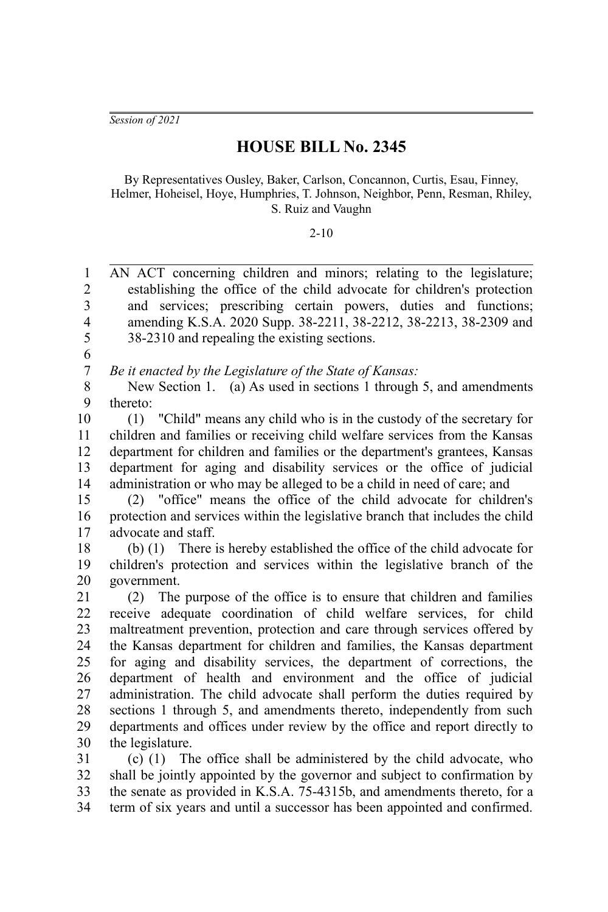*Session of 2021*

# HOUSE BILL No. 2345

By Representatives Ousley, Baker, Carlson, Concannon, Curtis, Esau, Finney, Helmer, Hoheisel, Hoye, Humphries, T. Johnson, Neighbor, Penn, Resman, Rhiley, S. Ruiz and Vaughn

2-10

AN ACT concerning children and minors; relating to the legislature; establishing the office of the child advocate for children's protection and services; prescribing certain powers, duties and functions; amending K.S.A. 2020 Supp. 38-2211, 38-2212, 38-2213, 38-2309 and 38-2310 and repealing the existing sections.

*Be it enacted by the Legislature of the State of Kansas:*

New Section 1. (a) As used in sections 1 through 5, and amendments thereto:

(1) "Child" means any child who is in the custody of the secretary for children and families or receiving child welfare services from the Kansas department for children and families or the department's grantees, Kansas department for aging and disability services or the office of judicial administration or who may be alleged to be a child in need of care; and

(2) "office" means the office of the child advocate for children's protection and services within the legislative branch that includes the child advocate and staff.

(b) (1) There is hereby established the office of the child advocate for children's protection and services within the legislative branch of the government.

(2) The purpose of the office is to ensure that children and families receive adequate coordination of child welfare services, for child maltreatment prevention, protection and care through services offered by the Kansas department for children and families, the Kansas department for aging and disability services, the department of corrections, the department of health and environment and the office of judicial administration. The child advocate shall perform the duties required by sections 1 through 5, and amendments thereto, independently from such departments and offices under review by the office and report directly to the legislature.

(c) (1) The office shall be administered by the child advocate, who shall be jointly appointed by the governor and subject to confirmation by the senate as provided in K.S.A. 75-4315b, and amendments thereto, for a term of six years and until a successor has been appointed and confirmed.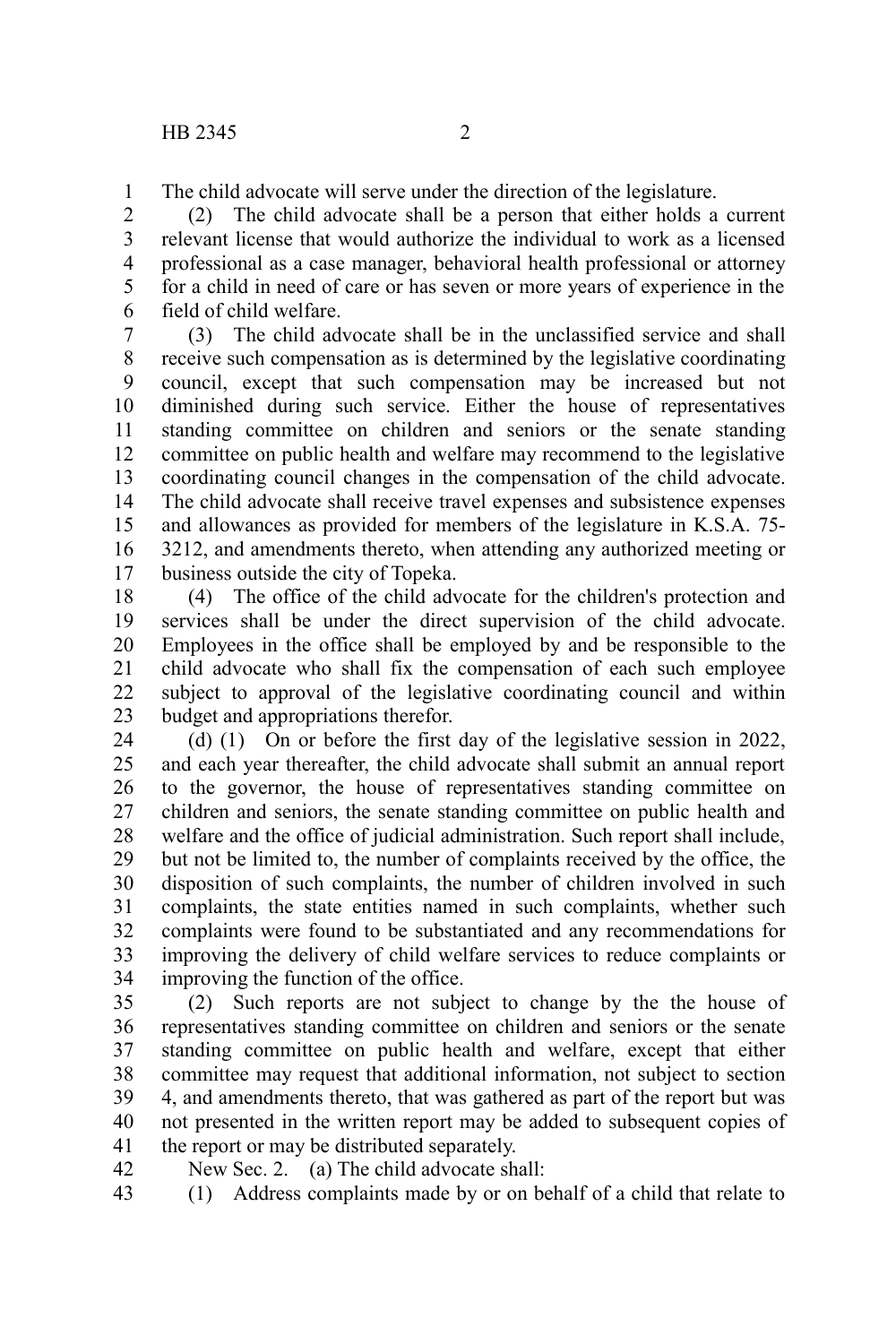The child advocate will serve under the direction of the legislature.

(2) The child advocate shall be a person that either holds a current relevant license that would authorize the individual to work as a licensed professional as a case manager, behavioral health professional or attorney for a child in need of care or has seven or more years of experience in the field of child welfare.

(3) The child advocate shall be in the unclassified service and shall receive such compensation as is determined by the legislative coordinating council, except that such compensation may be increased but not diminished during such service. Either the house of representatives standing committee on children and seniors or the senate standing committee on public health and welfare may recommend to the legislative coordinating council changes in the compensation of the child advocate. The child advocate shall receive travel expenses and subsistence expenses and allowances as provided for members of the legislature in K.S.A. 75-3212, and amendments thereto, when attending any authorized meeting or business outside the city of Topeka.

(4) The office of the child advocate for the children's protection and services shall be under the direct supervision of the child advocate. Employees in the office shall be employed by and be responsible to the child advocate who shall fix the compensation of each such employee subject to approval of the legislative coordinating council and within budget and appropriations therefor.

(d) (1) On or before the first day of the legislative session in 2022, and each year thereafter, the child advocate shall submit an annual report to the governor, the house of representatives standing committee on children and seniors, the senate standing committee on public health and welfare and the office of judicial administration. Such report shall include, but not be limited to, the number of complaints received by the office, the disposition of such complaints, the number of children involved in such complaints, the state entities named in such complaints, whether such complaints were found to be substantiated and any recommendations for improving the delivery of child welfare services to reduce complaints or improving the function of the office.

(2) Such reports are not subject to change by the the house of representatives standing committee on children and seniors or the senate standing committee on public health and welfare, except that either committee may request that additional information, not subject to section 4, and amendments thereto, that was gathered as part of the report but was not presented in the written report may be added to subsequent copies of the report or may be distributed separately.

New Sec. 2. (a) The child advocate shall:

(1) Address complaints made by or on behalf of a child that relate to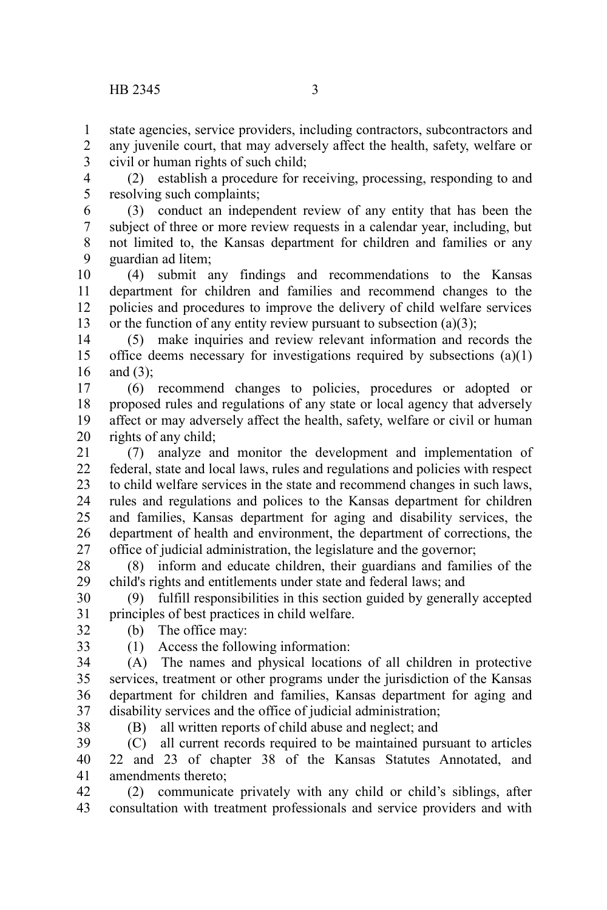state agencies, service providers, including contractors, subcontractors and any juvenile court, that may adversely affect the health, safety, welfare or civil or human rights of such child;

(2) establish a procedure for receiving, processing, responding to and resolving such complaints;

(3) conduct an independent review of any entity that has been the subject of three or more review requests in a calendar year, including, but not limited to, the Kansas department for children and families or any guardian ad litem;

(4) submit any findings and recommendations to the Kansas department for children and families and recommend changes to the policies and procedures to improve the delivery of child welfare services or the function of any entity review pursuant to subsection (a)(3);

(5) make inquiries and review relevant information and records the office deems necessary for investigations required by subsections (a)(1) and (3);

(6) recommend changes to policies, procedures or adopted or proposed rules and regulations of any state or local agency that adversely affect or may adversely affect the health, safety, welfare or civil or human rights of any child;

(7) analyze and monitor the development and implementation of federal, state and local laws, rules and regulations and policies with respect to child welfare services in the state and recommend changes in such laws, rules and regulations and polices to the Kansas department for children and families, Kansas department for aging and disability services, the department of health and environment, the department of corrections, the office of judicial administration, the legislature and the governor;

(8) inform and educate children, their guardians and families of the child's rights and entitlements under state and federal laws; and

(9) fulfill responsibilities in this section guided by generally accepted principles of best practices in child welfare.

(b) The office may:

(1) Access the following information:

(A) The names and physical locations of all children in protective services, treatment or other programs under the jurisdiction of the Kansas department for children and families, Kansas department for aging and disability services and the office of judicial administration;

(B) all written reports of child abuse and neglect; and

(C) all current records required to be maintained pursuant to articles 22 and 23 of chapter 38 of the Kansas Statutes Annotated, and amendments thereto;

(2) communicate privately with any child or child's siblings, after consultation with treatment professionals and service providers and with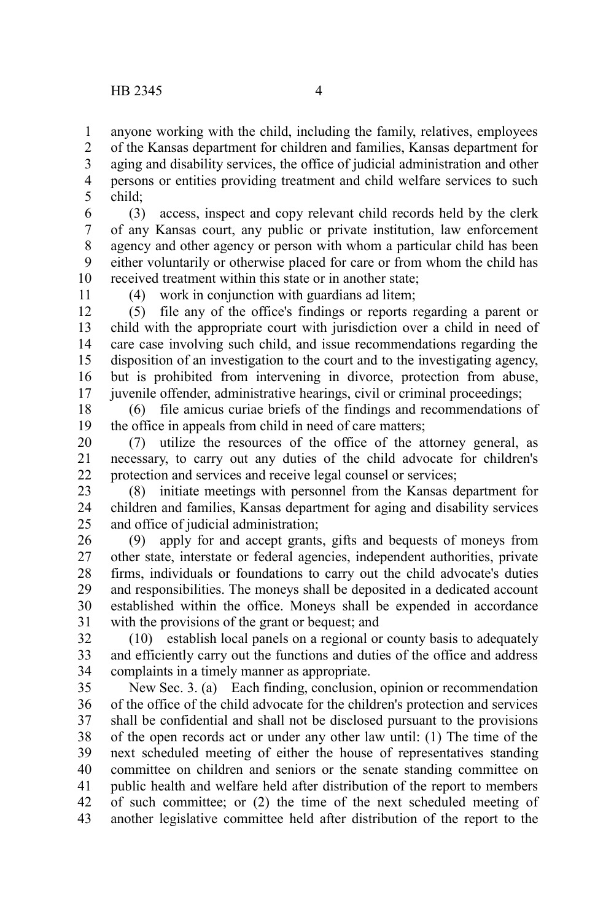anyone working with the child, including the family, relatives, employees of the Kansas department for children and families, Kansas department for aging and disability services, the office of judicial administration and other persons or entities providing treatment and child welfare services to such child;

(3) access, inspect and copy relevant child records held by the clerk of any Kansas court, any public or private institution, law enforcement agency and other agency or person with whom a particular child has been either voluntarily or otherwise placed for care or from whom the child has received treatment within this state or in another state;

(4) work in conjunction with guardians ad litem;

(5) file any of the office's findings or reports regarding a parent or child with the appropriate court with jurisdiction over a child in need of care case involving such child, and issue recommendations regarding the disposition of an investigation to the court and to the investigating agency, but is prohibited from intervening in divorce, protection from abuse, juvenile offender, administrative hearings, civil or criminal proceedings;

(6) file amicus curiae briefs of the findings and recommendations of the office in appeals from child in need of care matters;

(7) utilize the resources of the office of the attorney general, as necessary, to carry out any duties of the child advocate for children's protection and services and receive legal counsel or services;

(8) initiate meetings with personnel from the Kansas department for children and families, Kansas department for aging and disability services and office of judicial administration;

(9) apply for and accept grants, gifts and bequests of moneys from other state, interstate or federal agencies, independent authorities, private firms, individuals or foundations to carry out the child advocate's duties and responsibilities. The moneys shall be deposited in a dedicated account established within the office. Moneys shall be expended in accordance with the provisions of the grant or bequest; and

(10) establish local panels on a regional or county basis to adequately and efficiently carry out the functions and duties of the office and address complaints in a timely manner as appropriate.

New Sec. 3. (a) Each finding, conclusion, opinion or recommendation of the office of the child advocate for the children's protection and services shall be confidential and shall not be disclosed pursuant to the provisions of the open records act or under any other law until: (1) The time of the next scheduled meeting of either the house of representatives standing committee on children and seniors or the senate standing committee on public health and welfare held after distribution of the report to members of such committee; or (2) the time of the next scheduled meeting of another legislative committee held after distribution of the report to the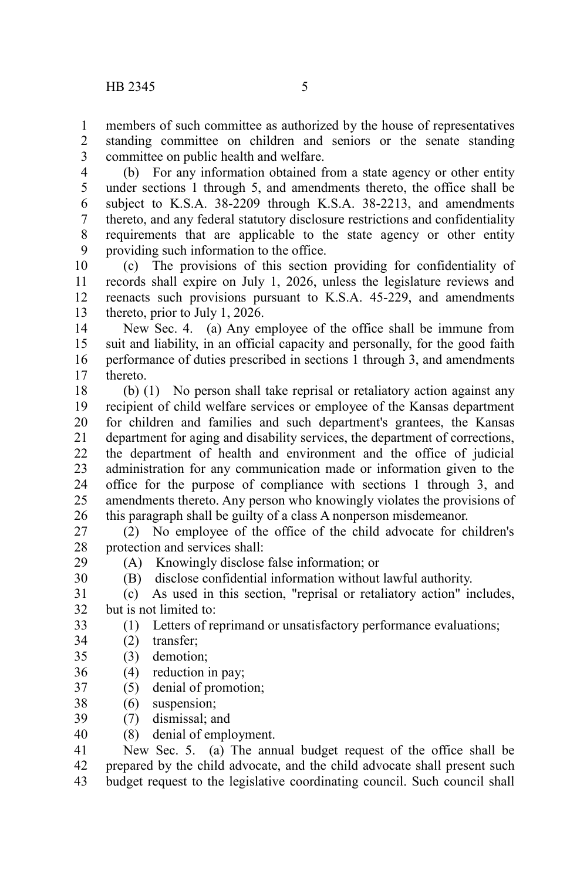members of such committee as authorized by the house of representatives standing committee on children and seniors or the senate standing committee on public health and welfare.

(b) For any information obtained from a state agency or other entity under sections 1 through 5, and amendments thereto, the office shall be subject to K.S.A. 38-2209 through K.S.A. 38-2213, and amendments thereto, and any federal statutory disclosure restrictions and confidentiality requirements that are applicable to the state agency or other entity providing such information to the office.

(c) The provisions of this section providing for confidentiality of records shall expire on July 1, 2026, unless the legislature reviews and reenacts such provisions pursuant to K.S.A. 45-229, and amendments thereto, prior to July 1, 2026.

New Sec. 4. (a) Any employee of the office shall be immune from suit and liability, in an official capacity and personally, for the good faith performance of duties prescribed in sections 1 through 3, and amendments thereto.

(b) (1) No person shall take reprisal or retaliatory action against any recipient of child welfare services or employee of the Kansas department for children and families and such department's grantees, the Kansas department for aging and disability services, the department of corrections, the department of health and environment and the office of judicial administration for any communication made or information given to the office for the purpose of compliance with sections 1 through 3, and amendments thereto. Any person who knowingly violates the provisions of this paragraph shall be guilty of a class A nonperson misdemeanor.

(2) No employee of the office of the child advocate for children's protection and services shall:

(A) Knowingly disclose false information; or

(B) disclose confidential information without lawful authority.

(c) As used in this section, "reprisal or retaliatory action" includes, but is not limited to:

(1) Letters of reprimand or unsatisfactory performance evaluations;

(2) transfer;

(3) demotion;

(4) reduction in pay;

(5) denial of promotion;

(6) suspension;

(7) dismissal; and

(8) denial of employment.

New Sec. 5. (a) The annual budget request of the office shall be prepared by the child advocate, and the child advocate shall present such budget request to the legislative coordinating council. Such council shall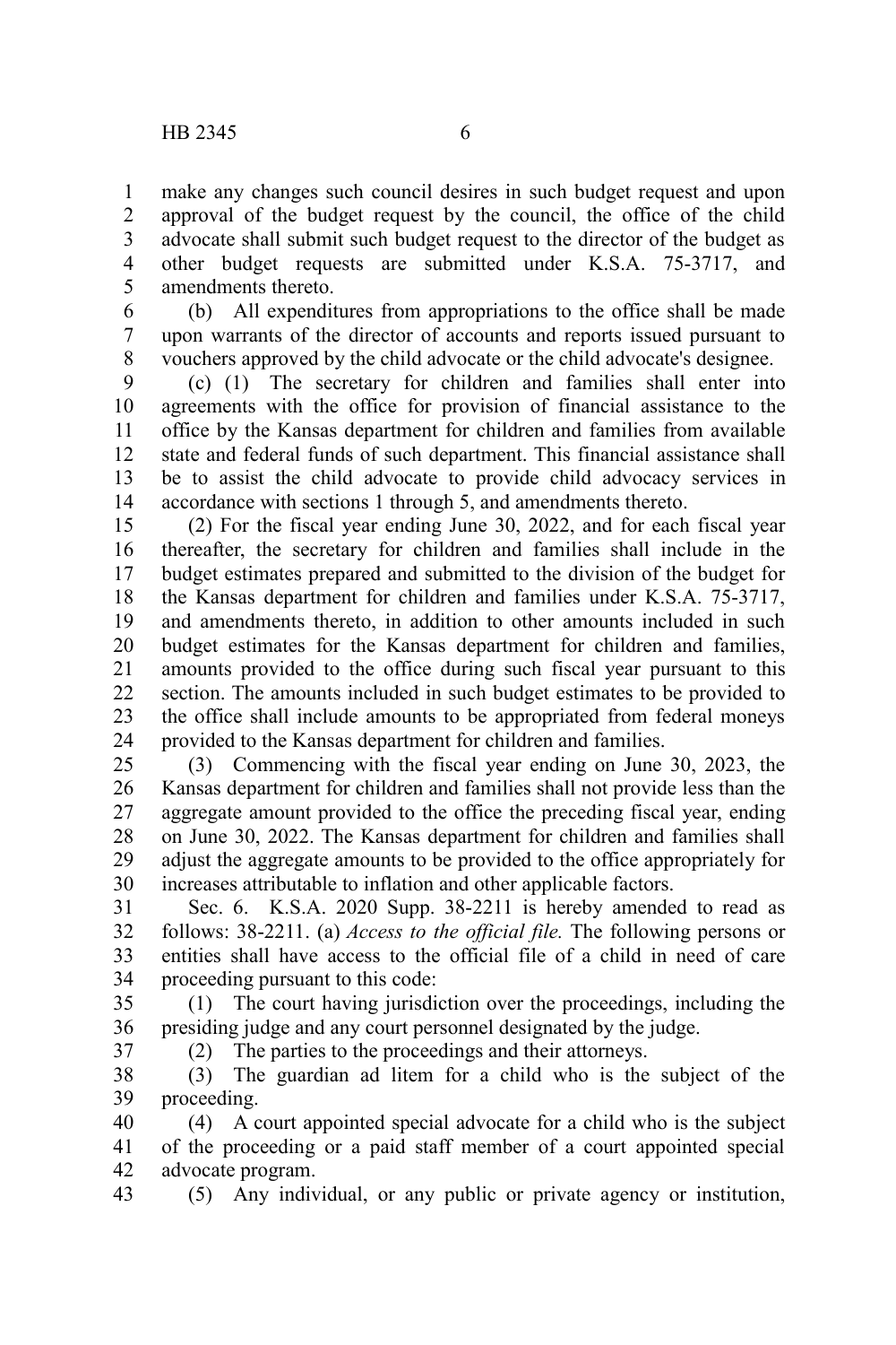make any changes such council desires in such budget request and upon approval of the budget request by the council, the office of the child advocate shall submit such budget request to the director of the budget as other budget requests are submitted under K.S.A. 75-3717, and amendments thereto.

(b) All expenditures from appropriations to the office shall be made upon warrants of the director of accounts and reports issued pursuant to vouchers approved by the child advocate or the child advocate's designee.

(c) (1) The secretary for children and families shall enter into agreements with the office for provision of financial assistance to the office by the Kansas department for children and families from available state and federal funds of such department. This financial assistance shall be to assist the child advocate to provide child advocacy services in accordance with sections 1 through 5, and amendments thereto.

(2) For the fiscal year ending June 30, 2022, and for each fiscal year thereafter, the secretary for children and families shall include in the budget estimates prepared and submitted to the division of the budget for the Kansas department for children and families under K.S.A. 75-3717, and amendments thereto, in addition to other amounts included in such budget estimates for the Kansas department for children and families, amounts provided to the office during such fiscal year pursuant to this section. The amounts included in such budget estimates to be provided to the office shall include amounts to be appropriated from federal moneys provided to the Kansas department for children and families.

(3) Commencing with the fiscal year ending on June 30, 2023, the Kansas department for children and families shall not provide less than the aggregate amount provided to the office the preceding fiscal year, ending on June 30, 2022. The Kansas department for children and families shall adjust the aggregate amounts to be provided to the office appropriately for increases attributable to inflation and other applicable factors.

Sec. 6. K.S.A. 2020 Supp. 38-2211 is hereby amended to read as follows: 38-2211. (a) *Access to the official file.* The following persons or entities shall have access to the official file of a child in need of care proceeding pursuant to this code:

(1) The court having jurisdiction over the proceedings, including the presiding judge and any court personnel designated by the judge.

(2) The parties to the proceedings and their attorneys.

(3) The guardian ad litem for a child who is the subject of the proceeding.

(4) A court appointed special advocate for a child who is the subject of the proceeding or a paid staff member of a court appointed special advocate program.

(5) Any individual, or any public or private agency or institution,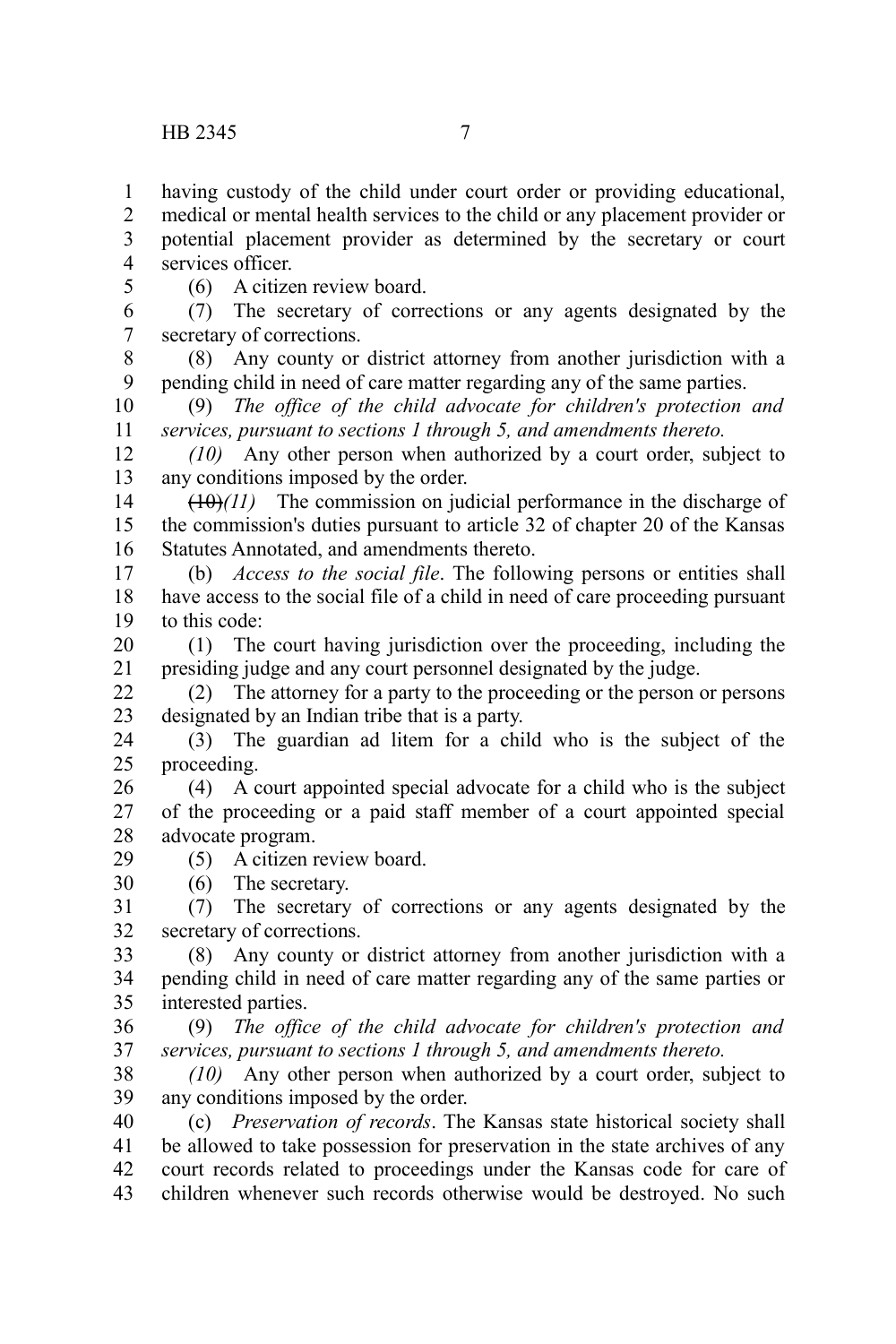having custody of the child under court order or providing educational, medical or mental health services to the child or any placement provider or potential placement provider as determined by the secretary or court services officer.

(6) A citizen review board.

(7) The secretary of corrections or any agents designated by the secretary of corrections.

(8) Any county or district attorney from another jurisdiction with a pending child in need of care matter regarding any of the same parties.

(9) *The office of the child advocate for children's protection and services, pursuant to sections 1 through 5, and amendments thereto.*

*(10)* Any other person when authorized by a court order, subject to any conditions imposed by the order.

~~(10)~~*(11)* The commission on judicial performance in the discharge of the commission's duties pursuant to article 32 of chapter 20 of the Kansas Statutes Annotated, and amendments thereto.

(b) *Access to the social file*. The following persons or entities shall have access to the social file of a child in need of care proceeding pursuant to this code:

(1) The court having jurisdiction over the proceeding, including the presiding judge and any court personnel designated by the judge.

(2) The attorney for a party to the proceeding or the person or persons designated by an Indian tribe that is a party.

(3) The guardian ad litem for a child who is the subject of the proceeding.

(4) A court appointed special advocate for a child who is the subject of the proceeding or a paid staff member of a court appointed special advocate program.

(5) A citizen review board.

(6) The secretary.

(7) The secretary of corrections or any agents designated by the secretary of corrections.

(8) Any county or district attorney from another jurisdiction with a pending child in need of care matter regarding any of the same parties or interested parties.

(9) *The office of the child advocate for children's protection and services, pursuant to sections 1 through 5, and amendments thereto.*

*(10)* Any other person when authorized by a court order, subject to any conditions imposed by the order.

(c) *Preservation of records*. The Kansas state historical society shall be allowed to take possession for preservation in the state archives of any court records related to proceedings under the Kansas code for care of children whenever such records otherwise would be destroyed. No such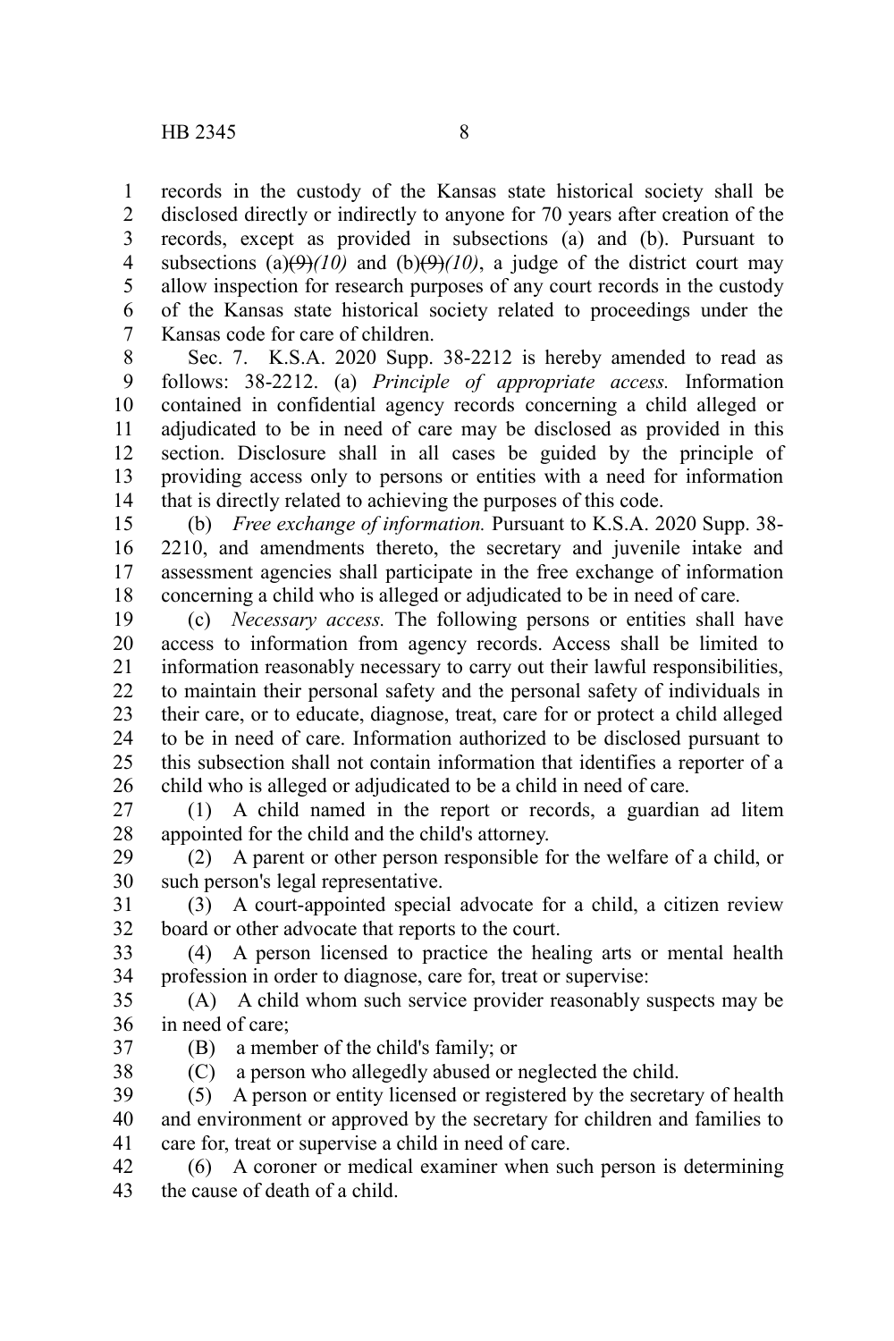records in the custody of the Kansas state historical society shall be disclosed directly or indirectly to anyone for 70 years after creation of the records, except as provided in subsections (a) and (b). Pursuant to subsections (a)~~(9)~~*(10)* and (b)~~(9)~~*(10)*, a judge of the district court may allow inspection for research purposes of any court records in the custody of the Kansas state historical society related to proceedings under the Kansas code for care of children.

Sec. 7. K.S.A. 2020 Supp. 38-2212 is hereby amended to read as follows: 38-2212. (a) *Principle of appropriate access.* Information contained in confidential agency records concerning a child alleged or adjudicated to be in need of care may be disclosed as provided in this section. Disclosure shall in all cases be guided by the principle of providing access only to persons or entities with a need for information that is directly related to achieving the purposes of this code.

(b) *Free exchange of information.* Pursuant to K.S.A. 2020 Supp. 38-2210, and amendments thereto, the secretary and juvenile intake and assessment agencies shall participate in the free exchange of information concerning a child who is alleged or adjudicated to be in need of care.

(c) *Necessary access.* The following persons or entities shall have access to information from agency records. Access shall be limited to information reasonably necessary to carry out their lawful responsibilities, to maintain their personal safety and the personal safety of individuals in their care, or to educate, diagnose, treat, care for or protect a child alleged to be in need of care. Information authorized to be disclosed pursuant to this subsection shall not contain information that identifies a reporter of a child who is alleged or adjudicated to be a child in need of care.

(1) A child named in the report or records, a guardian ad litem appointed for the child and the child's attorney.

(2) A parent or other person responsible for the welfare of a child, or such person's legal representative.

(3) A court-appointed special advocate for a child, a citizen review board or other advocate that reports to the court.

(4) A person licensed to practice the healing arts or mental health profession in order to diagnose, care for, treat or supervise:

(A) A child whom such service provider reasonably suspects may be in need of care;

(B) a member of the child's family; or

(C) a person who allegedly abused or neglected the child.

(5) A person or entity licensed or registered by the secretary of health and environment or approved by the secretary for children and families to care for, treat or supervise a child in need of care.

(6) A coroner or medical examiner when such person is determining the cause of death of a child.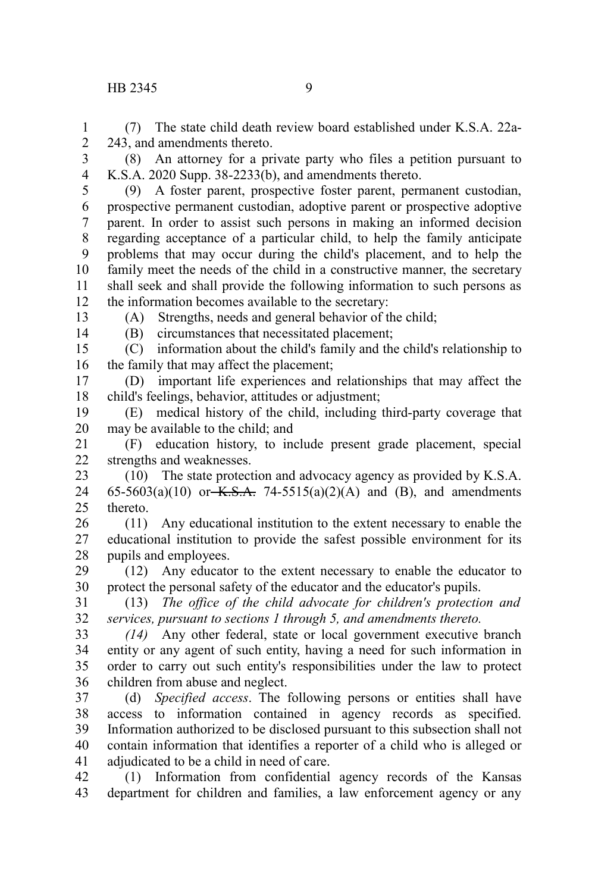(7) The state child death review board established under K.S.A. 22a-243, and amendments thereto.

(8) An attorney for a private party who files a petition pursuant to K.S.A. 2020 Supp. 38-2233(b), and amendments thereto.

(9) A foster parent, prospective foster parent, permanent custodian, prospective permanent custodian, adoptive parent or prospective adoptive parent. In order to assist such persons in making an informed decision regarding acceptance of a particular child, to help the family anticipate problems that may occur during the child's placement, and to help the family meet the needs of the child in a constructive manner, the secretary shall seek and shall provide the following information to such persons as the information becomes available to the secretary:

(A) Strengths, needs and general behavior of the child;

(B) circumstances that necessitated placement;

(C) information about the child's family and the child's relationship to the family that may affect the placement;

(D) important life experiences and relationships that may affect the child's feelings, behavior, attitudes or adjustment;

(E) medical history of the child, including third-party coverage that may be available to the child; and

(F) education history, to include present grade placement, special strengths and weaknesses.

(10) The state protection and advocacy agency as provided by K.S.A. 65-5603(a)(10) or ~~K.S.A.~~ 74-5515(a)(2)(A) and (B), and amendments thereto.

(11) Any educational institution to the extent necessary to enable the educational institution to provide the safest possible environment for its pupils and employees.

(12) Any educator to the extent necessary to enable the educator to protect the personal safety of the educator and the educator's pupils.

(13) *The office of the child advocate for children's protection and services, pursuant to sections 1 through 5, and amendments thereto.*

*(14)* Any other federal, state or local government executive branch entity or any agent of such entity, having a need for such information in order to carry out such entity's responsibilities under the law to protect children from abuse and neglect.

(d) *Specified access*. The following persons or entities shall have access to information contained in agency records as specified. Information authorized to be disclosed pursuant to this subsection shall not contain information that identifies a reporter of a child who is alleged or adjudicated to be a child in need of care.

(1) Information from confidential agency records of the Kansas department for children and families, a law enforcement agency or any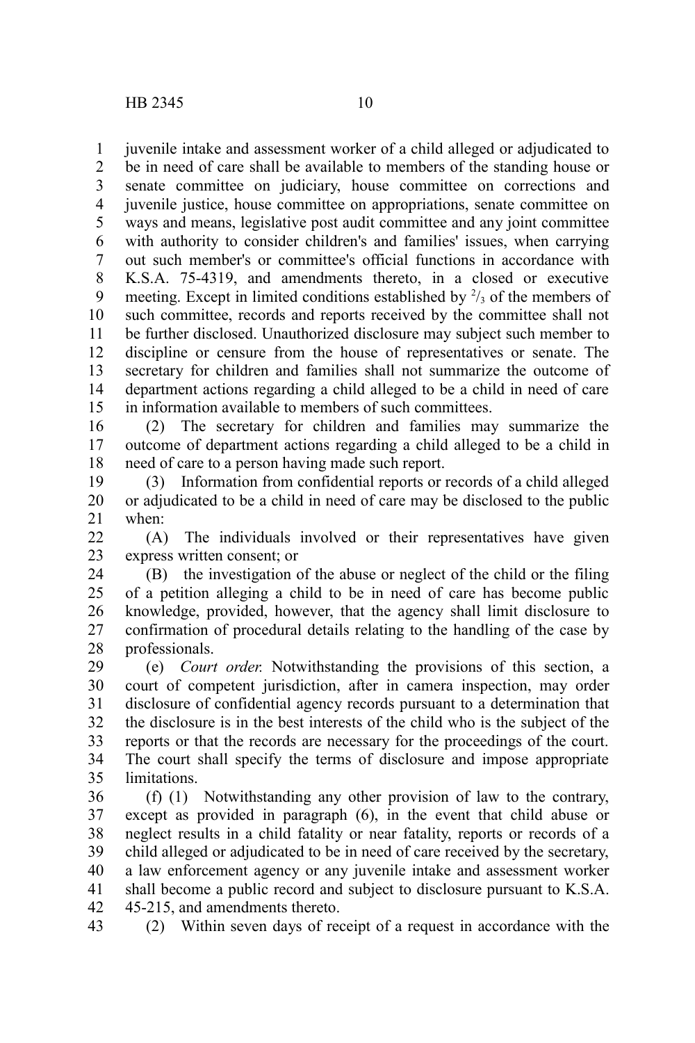juvenile intake and assessment worker of a child alleged or adjudicated to be in need of care shall be available to members of the standing house or senate committee on judiciary, house committee on corrections and juvenile justice, house committee on appropriations, senate committee on ways and means, legislative post audit committee and any joint committee with authority to consider children's and families' issues, when carrying out such member's or committee's official functions in accordance with K.S.A. 75-4319, and amendments thereto, in a closed or executive meeting. Except in limited conditions established by $^2/_3$ of the members of such committee, records and reports received by the committee shall not be further disclosed. Unauthorized disclosure may subject such member to discipline or censure from the house of representatives or senate. The secretary for children and families shall not summarize the outcome of department actions regarding a child alleged to be a child in need of care in information available to members of such committees.

(2) The secretary for children and families may summarize the outcome of department actions regarding a child alleged to be a child in need of care to a person having made such report.

(3) Information from confidential reports or records of a child alleged or adjudicated to be a child in need of care may be disclosed to the public when:

(A) The individuals involved or their representatives have given express written consent; or

(B) the investigation of the abuse or neglect of the child or the filing of a petition alleging a child to be in need of care has become public knowledge, provided, however, that the agency shall limit disclosure to confirmation of procedural details relating to the handling of the case by professionals.

(e) *Court order.* Notwithstanding the provisions of this section, a court of competent jurisdiction, after in camera inspection, may order disclosure of confidential agency records pursuant to a determination that the disclosure is in the best interests of the child who is the subject of the reports or that the records are necessary for the proceedings of the court. The court shall specify the terms of disclosure and impose appropriate limitations.

(f) (1) Notwithstanding any other provision of law to the contrary, except as provided in paragraph (6), in the event that child abuse or neglect results in a child fatality or near fatality, reports or records of a child alleged or adjudicated to be in need of care received by the secretary, a law enforcement agency or any juvenile intake and assessment worker shall become a public record and subject to disclosure pursuant to K.S.A. 45-215, and amendments thereto.

(2) Within seven days of receipt of a request in accordance with the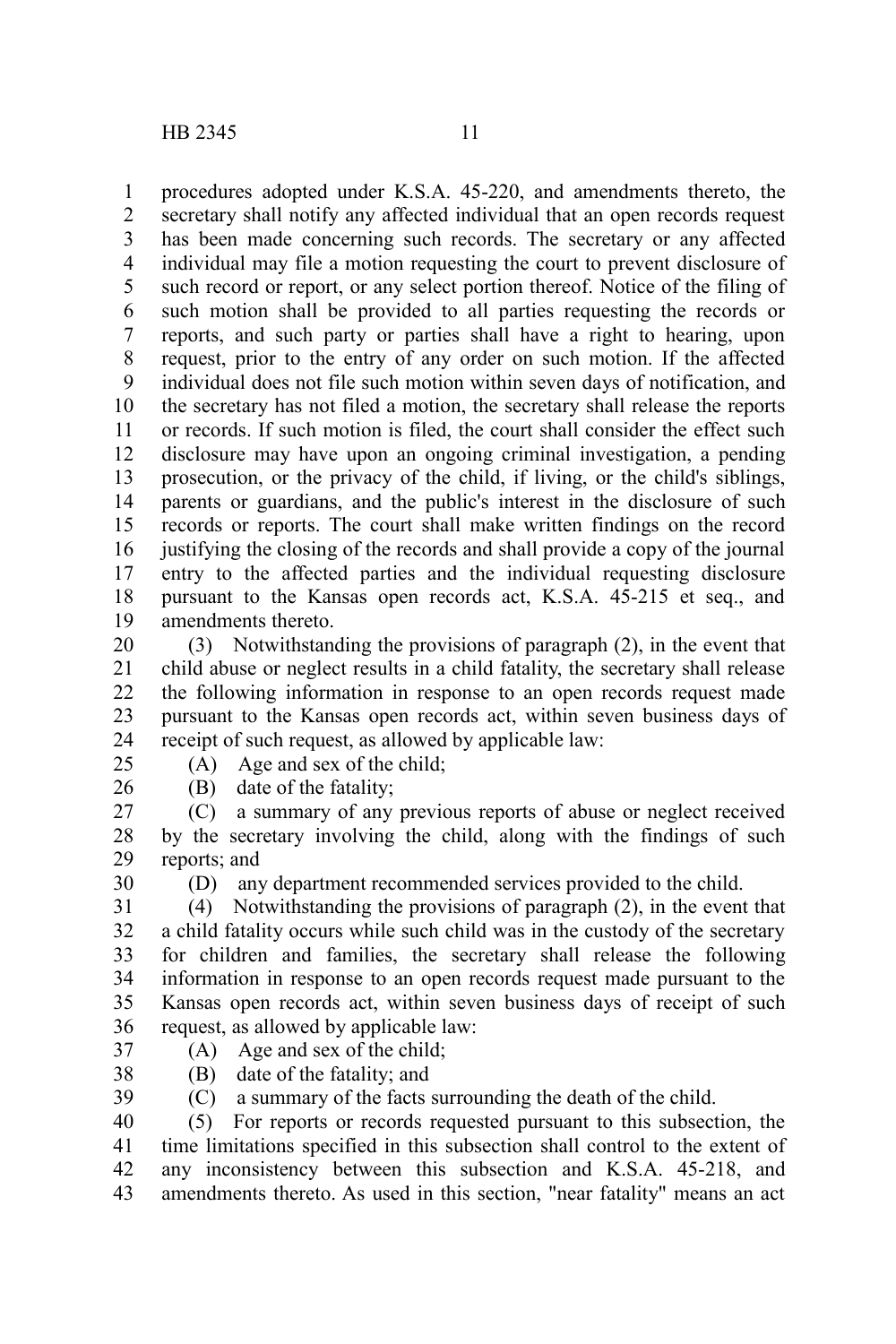procedures adopted under K.S.A. 45-220, and amendments thereto, the secretary shall notify any affected individual that an open records request has been made concerning such records. The secretary or any affected individual may file a motion requesting the court to prevent disclosure of such record or report, or any select portion thereof. Notice of the filing of such motion shall be provided to all parties requesting the records or reports, and such party or parties shall have a right to hearing, upon request, prior to the entry of any order on such motion. If the affected individual does not file such motion within seven days of notification, and the secretary has not filed a motion, the secretary shall release the reports or records. If such motion is filed, the court shall consider the effect such disclosure may have upon an ongoing criminal investigation, a pending prosecution, or the privacy of the child, if living, or the child's siblings, parents or guardians, and the public's interest in the disclosure of such records or reports. The court shall make written findings on the record justifying the closing of the records and shall provide a copy of the journal entry to the affected parties and the individual requesting disclosure pursuant to the Kansas open records act, K.S.A. 45-215 et seq., and amendments thereto.

(3) Notwithstanding the provisions of paragraph (2), in the event that child abuse or neglect results in a child fatality, the secretary shall release the following information in response to an open records request made pursuant to the Kansas open records act, within seven business days of receipt of such request, as allowed by applicable law:

(A) Age and sex of the child;

(B) date of the fatality;

(C) a summary of any previous reports of abuse or neglect received by the secretary involving the child, along with the findings of such reports; and

(D) any department recommended services provided to the child.

(4) Notwithstanding the provisions of paragraph (2), in the event that a child fatality occurs while such child was in the custody of the secretary for children and families, the secretary shall release the following information in response to an open records request made pursuant to the Kansas open records act, within seven business days of receipt of such request, as allowed by applicable law:

(A) Age and sex of the child;

(B) date of the fatality; and

(C) a summary of the facts surrounding the death of the child.

(5) For reports or records requested pursuant to this subsection, the time limitations specified in this subsection shall control to the extent of any inconsistency between this subsection and K.S.A. 45-218, and amendments thereto. As used in this section, "near fatality" means an act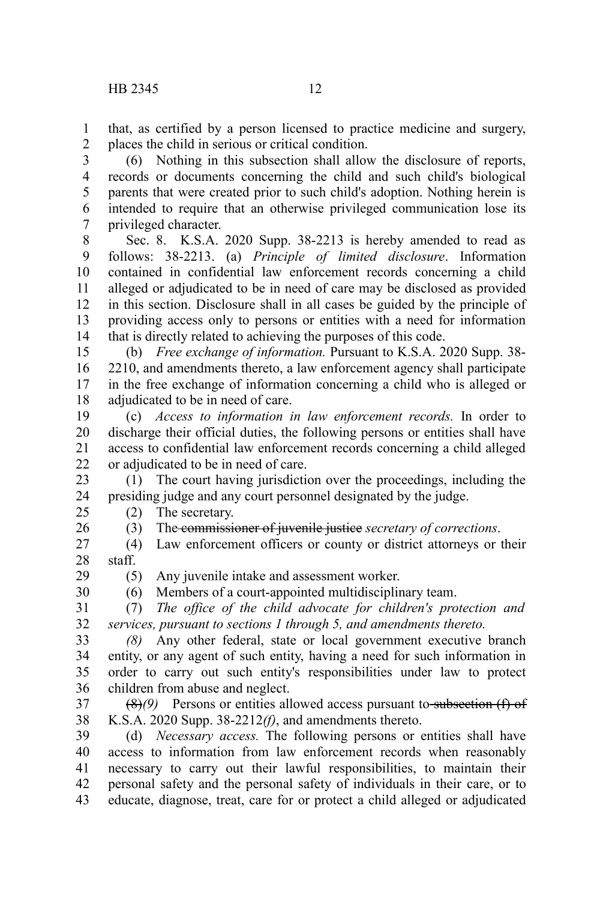that, as certified by a person licensed to practice medicine and surgery, places the child in serious or critical condition.

(6) Nothing in this subsection shall allow the disclosure of reports, records or documents concerning the child and such child's biological parents that were created prior to such child's adoption. Nothing herein is intended to require that an otherwise privileged communication lose its privileged character.

Sec. 8. K.S.A. 2020 Supp. 38-2213 is hereby amended to read as follows: 38-2213. (a) *Principle of limited disclosure*. Information contained in confidential law enforcement records concerning a child alleged or adjudicated to be in need of care may be disclosed as provided in this section. Disclosure shall in all cases be guided by the principle of providing access only to persons or entities with a need for information that is directly related to achieving the purposes of this code.

(b) *Free exchange of information.* Pursuant to K.S.A. 2020 Supp. 38-2210, and amendments thereto, a law enforcement agency shall participate in the free exchange of information concerning a child who is alleged or adjudicated to be in need of care.

(c) *Access to information in law enforcement records.* In order to discharge their official duties, the following persons or entities shall have access to confidential law enforcement records concerning a child alleged or adjudicated to be in need of care.

(1) The court having jurisdiction over the proceedings, including the presiding judge and any court personnel designated by the judge.

(2) The secretary.

(3) The ~~commissioner of juvenile justice~~ *secretary of corrections*.

(4) Law enforcement officers or county or district attorneys or their staff.

(5) Any juvenile intake and assessment worker.

(6) Members of a court-appointed multidisciplinary team.

(7) *The office of the child advocate for children's protection and services, pursuant to sections 1 through 5, and amendments thereto.*

*(8)* Any other federal, state or local government executive branch entity, or any agent of such entity, having a need for such information in order to carry out such entity's responsibilities under law to protect children from abuse and neglect.

~~(8)~~*(9)* Persons or entities allowed access pursuant to ~~subsection (f) of~~ K.S.A. 2020 Supp. 38-2212*(f)*, and amendments thereto.

(d) *Necessary access.* The following persons or entities shall have access to information from law enforcement records when reasonably necessary to carry out their lawful responsibilities, to maintain their personal safety and the personal safety of individuals in their care, or to educate, diagnose, treat, care for or protect a child alleged or adjudicated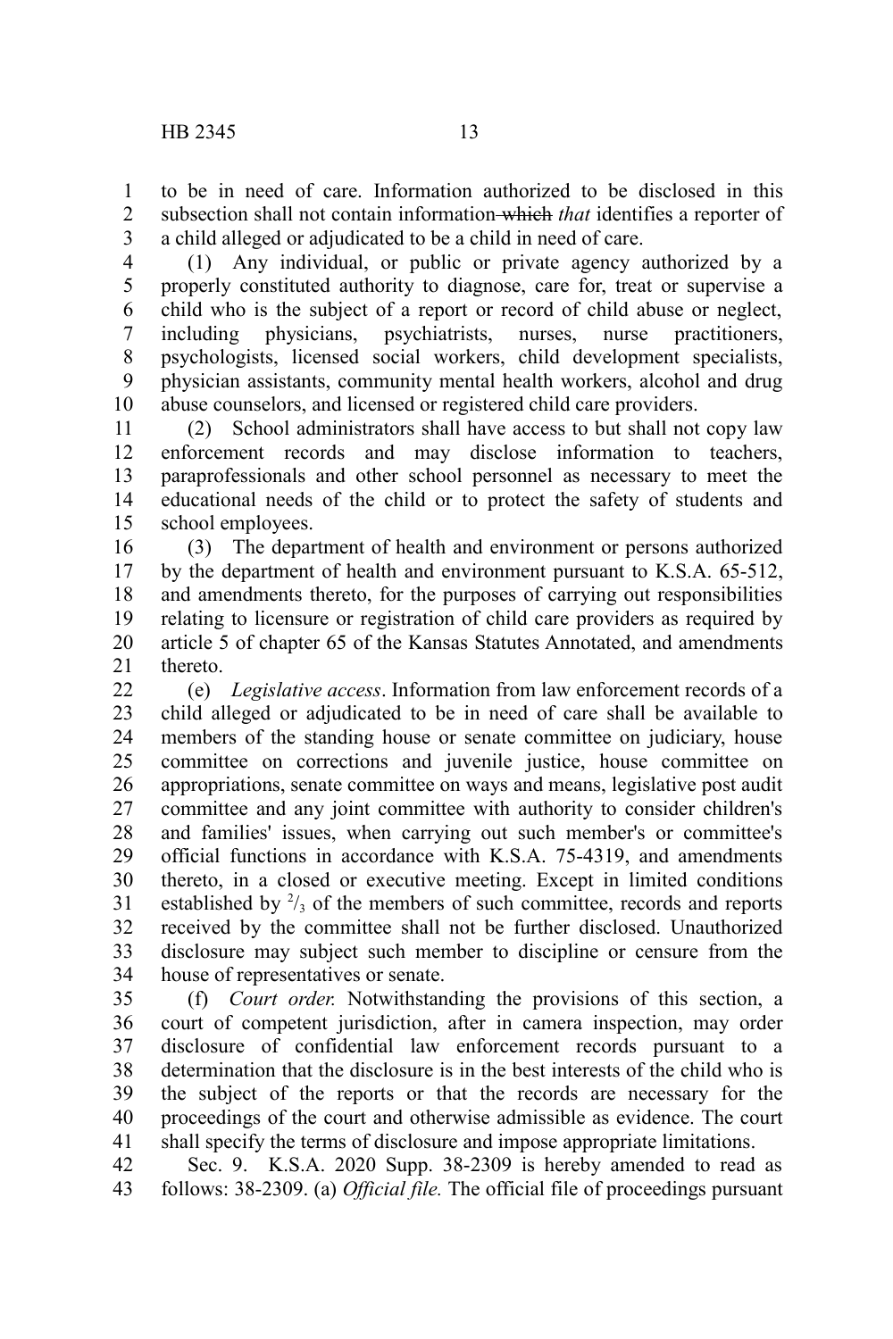to be in need of care. Information authorized to be disclosed in this subsection shall not contain information ~~which~~ *that* identifies a reporter of a child alleged or adjudicated to be a child in need of care.

(1) Any individual, or public or private agency authorized by a properly constituted authority to diagnose, care for, treat or supervise a child who is the subject of a report or record of child abuse or neglect, including physicians, psychiatrists, nurses, nurse practitioners, psychologists, licensed social workers, child development specialists, physician assistants, community mental health workers, alcohol and drug abuse counselors, and licensed or registered child care providers.

(2) School administrators shall have access to but shall not copy law enforcement records and may disclose information to teachers, paraprofessionals and other school personnel as necessary to meet the educational needs of the child or to protect the safety of students and school employees.

(3) The department of health and environment or persons authorized by the department of health and environment pursuant to K.S.A. 65-512, and amendments thereto, for the purposes of carrying out responsibilities relating to licensure or registration of child care providers as required by article 5 of chapter 65 of the Kansas Statutes Annotated, and amendments thereto.

(e) *Legislative access*. Information from law enforcement records of a child alleged or adjudicated to be in need of care shall be available to members of the standing house or senate committee on judiciary, house committee on corrections and juvenile justice, house committee on appropriations, senate committee on ways and means, legislative post audit committee and any joint committee with authority to consider children's and families' issues, when carrying out such member's or committee's official functions in accordance with K.S.A. 75-4319, and amendments thereto, in a closed or executive meeting. Except in limited conditions established by $^2/_3$ of the members of such committee, records and reports received by the committee shall not be further disclosed. Unauthorized disclosure may subject such member to discipline or censure from the house of representatives or senate.

(f) *Court order.* Notwithstanding the provisions of this section, a court of competent jurisdiction, after in camera inspection, may order disclosure of confidential law enforcement records pursuant to a determination that the disclosure is in the best interests of the child who is the subject of the reports or that the records are necessary for the proceedings of the court and otherwise admissible as evidence. The court shall specify the terms of disclosure and impose appropriate limitations.

Sec. 9. K.S.A. 2020 Supp. 38-2309 is hereby amended to read as follows: 38-2309. (a) *Official file.* The official file of proceedings pursuant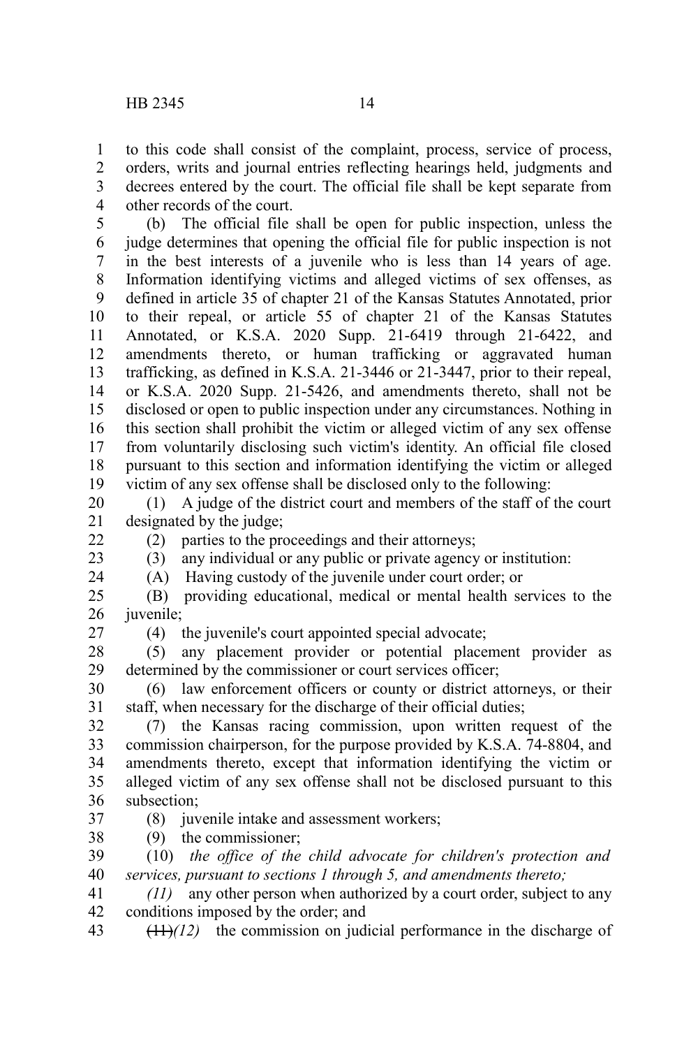to this code shall consist of the complaint, process, service of process, orders, writs and journal entries reflecting hearings held, judgments and decrees entered by the court. The official file shall be kept separate from other records of the court.

(b) The official file shall be open for public inspection, unless the judge determines that opening the official file for public inspection is not in the best interests of a juvenile who is less than 14 years of age. Information identifying victims and alleged victims of sex offenses, as defined in article 35 of chapter 21 of the Kansas Statutes Annotated, prior to their repeal, or article 55 of chapter 21 of the Kansas Statutes Annotated, or K.S.A. 2020 Supp. 21-6419 through 21-6422, and amendments thereto, or human trafficking or aggravated human trafficking, as defined in K.S.A. 21-3446 or 21-3447, prior to their repeal, or K.S.A. 2020 Supp. 21-5426, and amendments thereto, shall not be disclosed or open to public inspection under any circumstances. Nothing in this section shall prohibit the victim or alleged victim of any sex offense from voluntarily disclosing such victim's identity. An official file closed pursuant to this section and information identifying the victim or alleged victim of any sex offense shall be disclosed only to the following:

(1) A judge of the district court and members of the staff of the court designated by the judge;

(2) parties to the proceedings and their attorneys;

(3) any individual or any public or private agency or institution:

(A) Having custody of the juvenile under court order; or

(B) providing educational, medical or mental health services to the juvenile;

(4) the juvenile's court appointed special advocate;

(5) any placement provider or potential placement provider as determined by the commissioner or court services officer;

(6) law enforcement officers or county or district attorneys, or their staff, when necessary for the discharge of their official duties;

(7) the Kansas racing commission, upon written request of the commission chairperson, for the purpose provided by K.S.A. 74-8804, and amendments thereto, except that information identifying the victim or alleged victim of any sex offense shall not be disclosed pursuant to this subsection;

(8) juvenile intake and assessment workers;

(9) the commissioner;

(10) *the office of the child advocate for children's protection and services, pursuant to sections 1 through 5, and amendments thereto;*

*(11)* any other person when authorized by a court order, subject to any conditions imposed by the order; and

~~(11)~~*(12)* the commission on judicial performance in the discharge of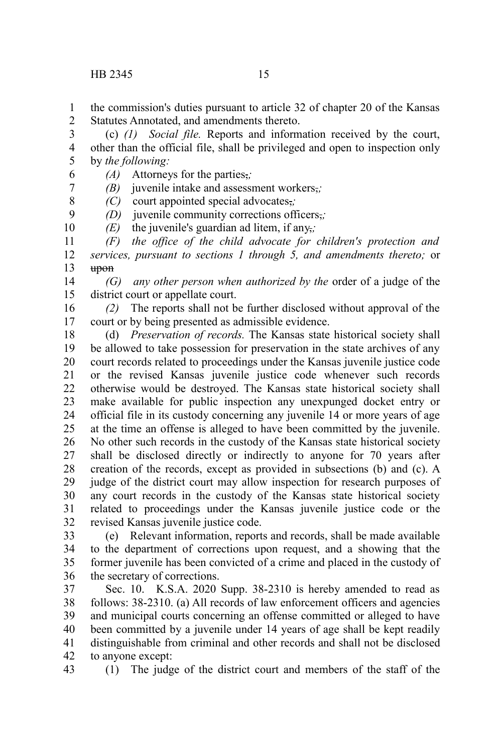the commission's duties pursuant to article 32 of chapter 20 of the Kansas Statutes Annotated, and amendments thereto.

(c) *(1) Social file.* Reports and information received by the court, other than the official file, shall be privileged and open to inspection only by *the following:*

*(A)* Attorneys for the parties,*;*

*(B)* juvenile intake and assessment workers,*;*

*(C)* court appointed special advocates,*;*

*(D)* juvenile community corrections officers,*;*

*(E)* the juvenile's guardian ad litem, if any,*;*

*(F) the office of the child advocate for children's protection and services, pursuant to sections 1 through 5, and amendments thereto;* or ~~upon~~

*(G) any other person when authorized by the* order of a judge of the district court or appellate court.

*(2)* The reports shall not be further disclosed without approval of the court or by being presented as admissible evidence.

(d) *Preservation of records.* The Kansas state historical society shall be allowed to take possession for preservation in the state archives of any court records related to proceedings under the Kansas juvenile justice code or the revised Kansas juvenile justice code whenever such records otherwise would be destroyed. The Kansas state historical society shall make available for public inspection any unexpunged docket entry or official file in its custody concerning any juvenile 14 or more years of age at the time an offense is alleged to have been committed by the juvenile. No other such records in the custody of the Kansas state historical society shall be disclosed directly or indirectly to anyone for 70 years after creation of the records, except as provided in subsections (b) and (c). A judge of the district court may allow inspection for research purposes of any court records in the custody of the Kansas state historical society related to proceedings under the Kansas juvenile justice code or the revised Kansas juvenile justice code.

(e) Relevant information, reports and records, shall be made available to the department of corrections upon request, and a showing that the former juvenile has been convicted of a crime and placed in the custody of the secretary of corrections.

Sec. 10. K.S.A. 2020 Supp. 38-2310 is hereby amended to read as follows: 38-2310. (a) All records of law enforcement officers and agencies and municipal courts concerning an offense committed or alleged to have been committed by a juvenile under 14 years of age shall be kept readily distinguishable from criminal and other records and shall not be disclosed to anyone except:

(1) The judge of the district court and members of the staff of the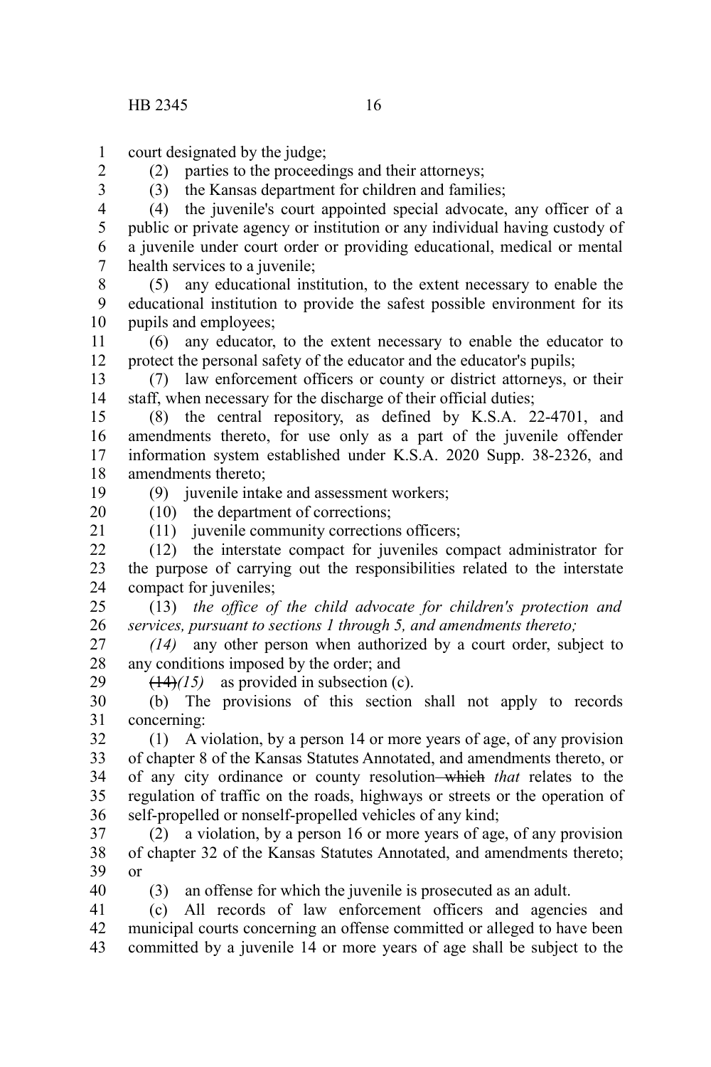court designated by the judge;

(2) parties to the proceedings and their attorneys;

(3) the Kansas department for children and families;

(4) the juvenile's court appointed special advocate, any officer of a public or private agency or institution or any individual having custody of a juvenile under court order or providing educational, medical or mental health services to a juvenile;

(5) any educational institution, to the extent necessary to enable the educational institution to provide the safest possible environment for its pupils and employees;

(6) any educator, to the extent necessary to enable the educator to protect the personal safety of the educator and the educator's pupils;

(7) law enforcement officers or county or district attorneys, or their staff, when necessary for the discharge of their official duties;

(8) the central repository, as defined by K.S.A. 22-4701, and amendments thereto, for use only as a part of the juvenile offender information system established under K.S.A. 2020 Supp. 38-2326, and amendments thereto;

(9) juvenile intake and assessment workers;

(10) the department of corrections;

(11) juvenile community corrections officers;

(12) the interstate compact for juveniles compact administrator for the purpose of carrying out the responsibilities related to the interstate compact for juveniles;

(13) *the office of the child advocate for children's protection and services, pursuant to sections 1 through 5, and amendments thereto;*

*(14)* any other person when authorized by a court order, subject to any conditions imposed by the order; and

~~(14)~~*(15)* as provided in subsection (c).

(b) The provisions of this section shall not apply to records concerning:

(1) A violation, by a person 14 or more years of age, of any provision of chapter 8 of the Kansas Statutes Annotated, and amendments thereto, or of any city ordinance or county resolution ~~which~~ *that* relates to the regulation of traffic on the roads, highways or streets or the operation of self-propelled or nonself-propelled vehicles of any kind;

(2) a violation, by a person 16 or more years of age, of any provision of chapter 32 of the Kansas Statutes Annotated, and amendments thereto; or

(3) an offense for which the juvenile is prosecuted as an adult.

(c) All records of law enforcement officers and agencies and municipal courts concerning an offense committed or alleged to have been committed by a juvenile 14 or more years of age shall be subject to the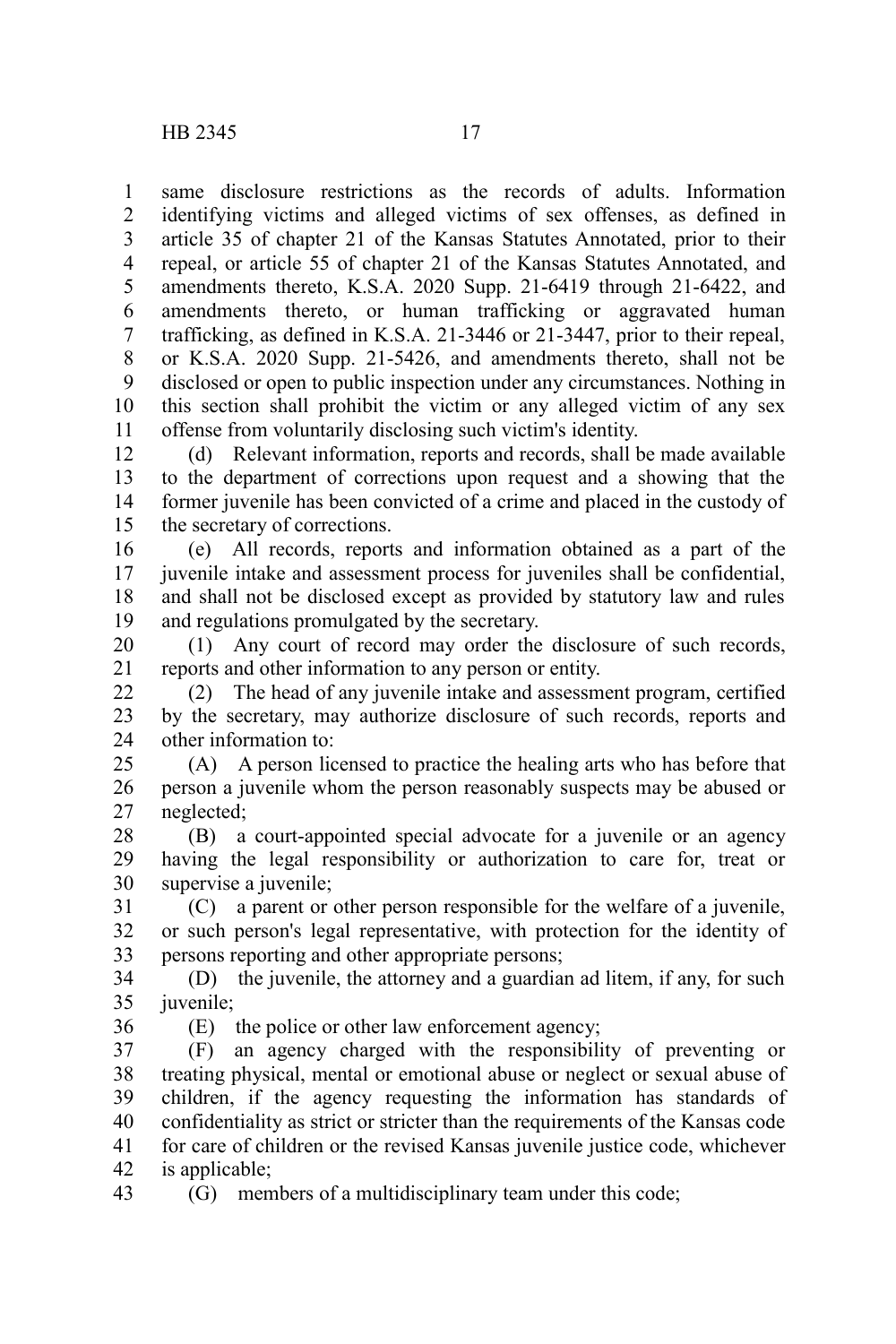same disclosure restrictions as the records of adults. Information identifying victims and alleged victims of sex offenses, as defined in article 35 of chapter 21 of the Kansas Statutes Annotated, prior to their repeal, or article 55 of chapter 21 of the Kansas Statutes Annotated, and amendments thereto, K.S.A. 2020 Supp. 21-6419 through 21-6422, and amendments thereto, or human trafficking or aggravated human trafficking, as defined in K.S.A. 21-3446 or 21-3447, prior to their repeal, or K.S.A. 2020 Supp. 21-5426, and amendments thereto, shall not be disclosed or open to public inspection under any circumstances. Nothing in this section shall prohibit the victim or any alleged victim of any sex offense from voluntarily disclosing such victim's identity.

(d) Relevant information, reports and records, shall be made available to the department of corrections upon request and a showing that the former juvenile has been convicted of a crime and placed in the custody of the secretary of corrections.

(e) All records, reports and information obtained as a part of the juvenile intake and assessment process for juveniles shall be confidential, and shall not be disclosed except as provided by statutory law and rules and regulations promulgated by the secretary.

(1) Any court of record may order the disclosure of such records, reports and other information to any person or entity.

(2) The head of any juvenile intake and assessment program, certified by the secretary, may authorize disclosure of such records, reports and other information to:

(A) A person licensed to practice the healing arts who has before that person a juvenile whom the person reasonably suspects may be abused or neglected;

(B) a court-appointed special advocate for a juvenile or an agency having the legal responsibility or authorization to care for, treat or supervise a juvenile;

(C) a parent or other person responsible for the welfare of a juvenile, or such person's legal representative, with protection for the identity of persons reporting and other appropriate persons;

(D) the juvenile, the attorney and a guardian ad litem, if any, for such juvenile;

(E) the police or other law enforcement agency;

(F) an agency charged with the responsibility of preventing or treating physical, mental or emotional abuse or neglect or sexual abuse of children, if the agency requesting the information has standards of confidentiality as strict or stricter than the requirements of the Kansas code for care of children or the revised Kansas juvenile justice code, whichever is applicable;

(G) members of a multidisciplinary team under this code;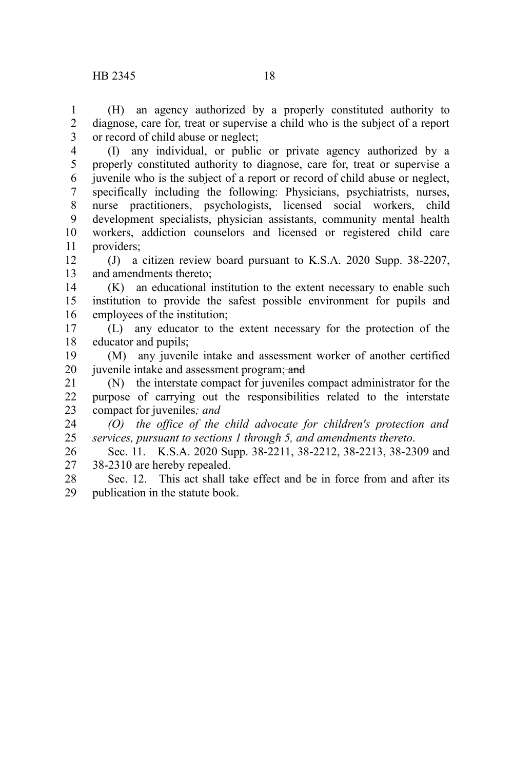(H) an agency authorized by a properly constituted authority to diagnose, care for, treat or supervise a child who is the subject of a report or record of child abuse or neglect;

(I) any individual, or public or private agency authorized by a properly constituted authority to diagnose, care for, treat or supervise a juvenile who is the subject of a report or record of child abuse or neglect, specifically including the following: Physicians, psychiatrists, nurses, nurse practitioners, psychologists, licensed social workers, child development specialists, physician assistants, community mental health workers, addiction counselors and licensed or registered child care providers;

(J) a citizen review board pursuant to K.S.A. 2020 Supp. 38-2207, and amendments thereto;

(K) an educational institution to the extent necessary to enable such institution to provide the safest possible environment for pupils and employees of the institution;

(L) any educator to the extent necessary for the protection of the educator and pupils;

(M) any juvenile intake and assessment worker of another certified juvenile intake and assessment program; ~~and~~

(N) the interstate compact for juveniles compact administrator for the purpose of carrying out the responsibilities related to the interstate compact for juveniles*; and*

*(O) the office of the child advocate for children's protection and services, pursuant to sections 1 through 5, and amendments thereto*.

Sec. 11. K.S.A. 2020 Supp. 38-2211, 38-2212, 38-2213, 38-2309 and 38-2310 are hereby repealed.

Sec. 12. This act shall take effect and be in force from and after its publication in the statute book.